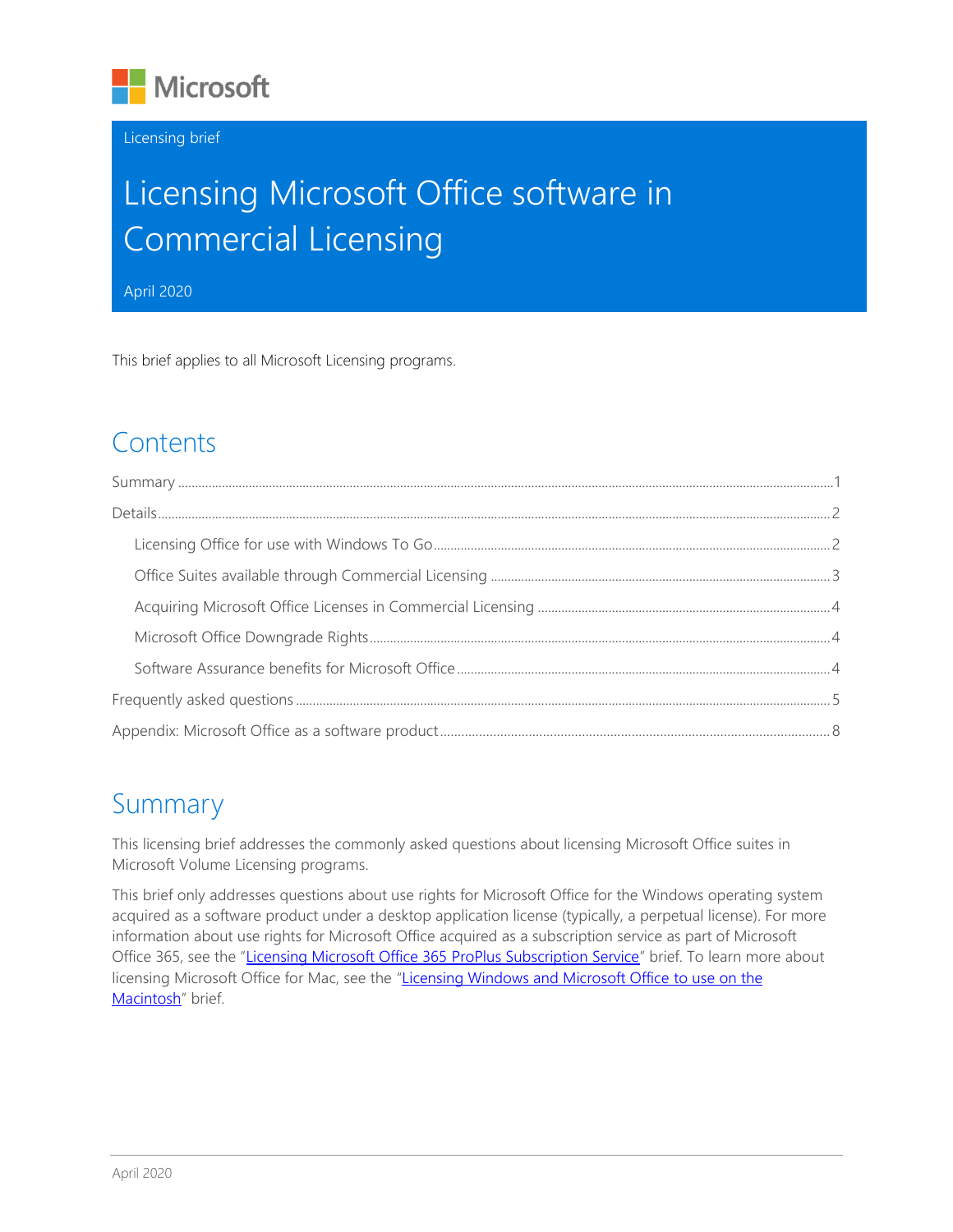Microsoft

Licensing brief

# Licensing Microsoft Office software in Commercial Licensing

April 2020

This brief applies to all Microsoft Licensing programs.

## Contents

- Summary ..... 1
- Details ..... 2
  - Licensing Office for use with Windows To Go ..... 2
  - Office Suites available through Commercial Licensing ..... 3
  - Acquiring Microsoft Office Licenses in Commercial Licensing ..... 4
  - Microsoft Office Downgrade Rights ..... 4
  - Software Assurance benefits for Microsoft Office ..... 4
- Frequently asked questions ..... 5
- Appendix: Microsoft Office as a software product ..... 8

## Summary

This licensing brief addresses the commonly asked questions about licensing Microsoft Office suites in Microsoft Volume Licensing programs.

This brief only addresses questions about use rights for Microsoft Office for the Windows operating system acquired as a software product under a desktop application license (typically, a perpetual license). For more information about use rights for Microsoft Office acquired as a subscription service as part of Microsoft Office 365, see the "Licensing Microsoft Office 365 ProPlus Subscription Service" brief. To learn more about licensing Microsoft Office for Mac, see the "Licensing Windows and Microsoft Office to use on the Macintosh" brief.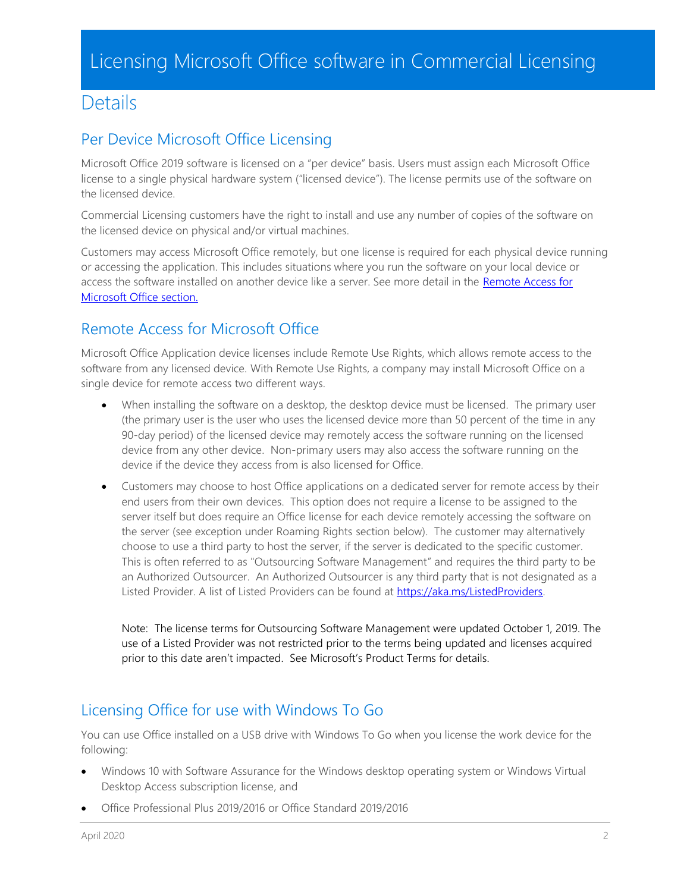# Licensing Microsoft Office software in Commercial Licensing

## Details

### Per Device Microsoft Office Licensing

Microsoft Office 2019 software is licensed on a "per device" basis. Users must assign each Microsoft Office license to a single physical hardware system ("licensed device"). The license permits use of the software on the licensed device.

Commercial Licensing customers have the right to install and use any number of copies of the software on the licensed device on physical and/or virtual machines.

Customers may access Microsoft Office remotely, but one license is required for each physical device running or accessing the application. This includes situations where you run the software on your local device or access the software installed on another device like a server. See more detail in the [Remote Access for Microsoft Office section.](#remote-access-for-microsoft-office)

### Remote Access for Microsoft Office

Microsoft Office Application device licenses include Remote Use Rights, which allows remote access to the software from any licensed device. With Remote Use Rights, a company may install Microsoft Office on a single device for remote access two different ways.

- When installing the software on a desktop, the desktop device must be licensed. The primary user (the primary user is the user who uses the licensed device more than 50 percent of the time in any 90-day period) of the licensed device may remotely access the software running on the licensed device from any other device. Non-primary users may also access the software running on the device if the device they access from is also licensed for Office.
- Customers may choose to host Office applications on a dedicated server for remote access by their end users from their own devices. This option does not require a license to be assigned to the server itself but does require an Office license for each device remotely accessing the software on the server (see exception under Roaming Rights section below). The customer may alternatively choose to use a third party to host the server, if the server is dedicated to the specific customer. This is often referred to as "Outsourcing Software Management" and requires the third party to be an Authorized Outsourcer. An Authorized Outsourcer is any third party that is not designated as a Listed Provider. A list of Listed Providers can be found at https://aka.ms/ListedProviders.

  Note: The license terms for Outsourcing Software Management were updated October 1, 2019. The use of a Listed Provider was not restricted prior to the terms being updated and licenses acquired prior to this date aren't impacted. See Microsoft's Product Terms for details.

### Licensing Office for use with Windows To Go

You can use Office installed on a USB drive with Windows To Go when you license the work device for the following:

- Windows 10 with Software Assurance for the Windows desktop operating system or Windows Virtual Desktop Access subscription license, and
- Office Professional Plus 2019/2016 or Office Standard 2019/2016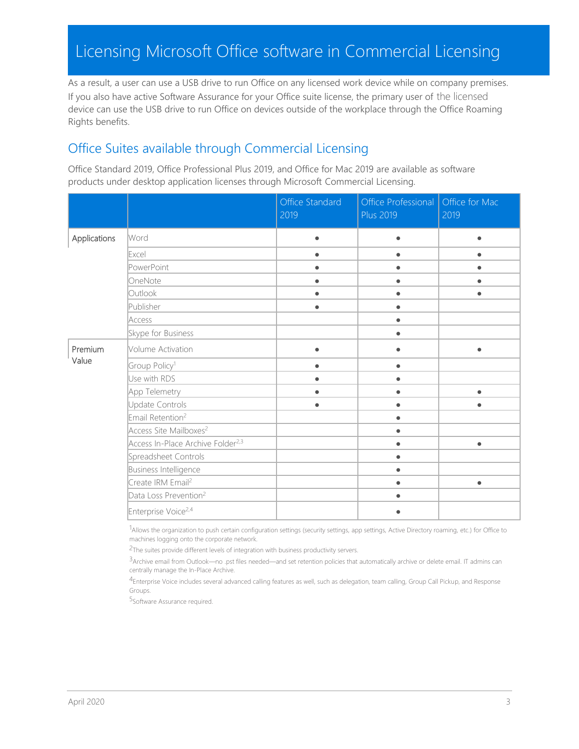# Licensing Microsoft Office software in Commercial Licensing

As a result, a user can use a USB drive to run Office on any licensed work device while on company premises. If you also have active Software Assurance for your Office suite license, the primary user of the licensed device can use the USB drive to run Office on devices outside of the workplace through the Office Roaming Rights benefits.

## Office Suites available through Commercial Licensing

Office Standard 2019, Office Professional Plus 2019, and Office for Mac 2019 are available as software products under desktop application licenses through Microsoft Commercial Licensing.

| | | Office Standard 2019 | Office Professional Plus 2019 | Office for Mac 2019 |
|---|---|---|---|---|
| Applications | Word | ● | ● | ● |
| | Excel | ● | ● | ● |
| | PowerPoint | ● | ● | ● |
| | OneNote | ● | ● | ● |
| | Outlook | ● | ● | ● |
| | Publisher | ● | ● | |
| | Access | | ● | |
| | Skype for Business | | ● | |
| Premium Value | Volume Activation | ● | ● | ● |
| | Group Policy[1] | ● | ● | |
| | Use with RDS | ● | ● | |
| | App Telemetry | ● | ● | ● |
| | Update Controls | ● | ● | ● |
| | Email Retention[2] | | ● | |
| | Access Site Mailboxes[2] | | ● | |
| | Access In-Place Archive Folder[2,3] | | ● | ● |
| | Spreadsheet Controls | | ● | |
| | Business Intelligence | | ● | |
| | Create IRM Email[2] | | ● | ● |
| | Data Loss Prevention[2] | | ● | |
| | Enterprise Voice[2,4] | | ● | |

[1]Allows the organization to push certain configuration settings (security settings, app settings, Active Directory roaming, etc.) for Office to machines logging onto the corporate network.

[2]The suites provide different levels of integration with business productivity servers.

[3]Archive email from Outlook—no .pst files needed—and set retention policies that automatically archive or delete email. IT admins can centrally manage the In-Place Archive.

[4]Enterprise Voice includes several advanced calling features as well, such as delegation, team calling, Group Call Pickup, and Response Groups.

[5]Software Assurance required.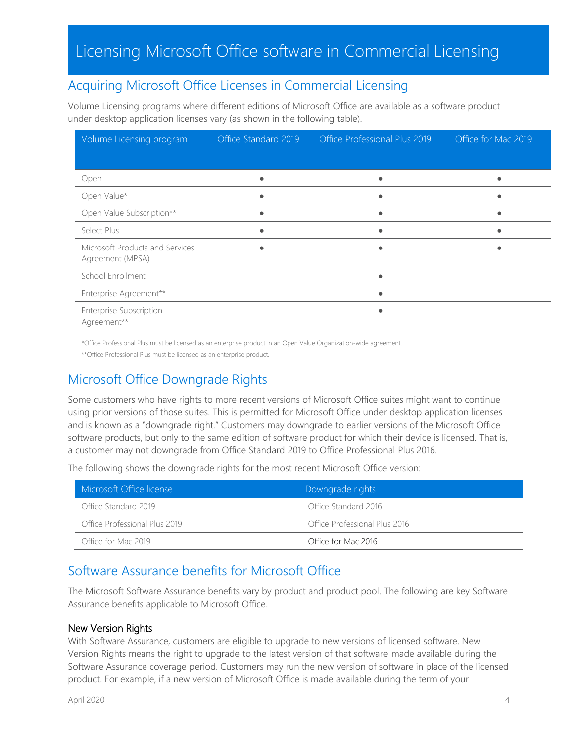# Licensing Microsoft Office software in Commercial Licensing

## Acquiring Microsoft Office Licenses in Commercial Licensing

Volume Licensing programs where different editions of Microsoft Office are available as a software product under desktop application licenses vary (as shown in the following table).

| Volume Licensing program | Office Standard 2019 | Office Professional Plus 2019 | Office for Mac 2019 |
|---|---|---|---|
| Open | ● | ● | ● |
| Open Value* | ● | ● | ● |
| Open Value Subscription** | ● | ● | ● |
| Select Plus | ● | ● | ● |
| Microsoft Products and Services Agreement (MPSA) | ● | ● | ● |
| School Enrollment | | ● | |
| Enterprise Agreement** | | ● | |
| Enterprise Subscription Agreement** | | ● | |

*Office Professional Plus must be licensed as an enterprise product in an Open Value Organization-wide agreement.

**Office Professional Plus must be licensed as an enterprise product.

## Microsoft Office Downgrade Rights

Some customers who have rights to more recent versions of Microsoft Office suites might want to continue using prior versions of those suites. This is permitted for Microsoft Office under desktop application licenses and is known as a "downgrade right." Customers may downgrade to earlier versions of the Microsoft Office software products, but only to the same edition of software product for which their device is licensed. That is, a customer may not downgrade from Office Standard 2019 to Office Professional Plus 2016.

The following shows the downgrade rights for the most recent Microsoft Office version:

| Microsoft Office license | Downgrade rights |
|---|---|
| Office Standard 2019 | Office Standard 2016 |
| Office Professional Plus 2019 | Office Professional Plus 2016 |
| Office for Mac 2019 | Office for Mac 2016 |

## Software Assurance benefits for Microsoft Office

The Microsoft Software Assurance benefits vary by product and product pool. The following are key Software Assurance benefits applicable to Microsoft Office.

### New Version Rights

With Software Assurance, customers are eligible to upgrade to new versions of licensed software. New Version Rights means the right to upgrade to the latest version of that software made available during the Software Assurance coverage period. Customers may run the new version of software in place of the licensed product. For example, if a new version of Microsoft Office is made available during the term of your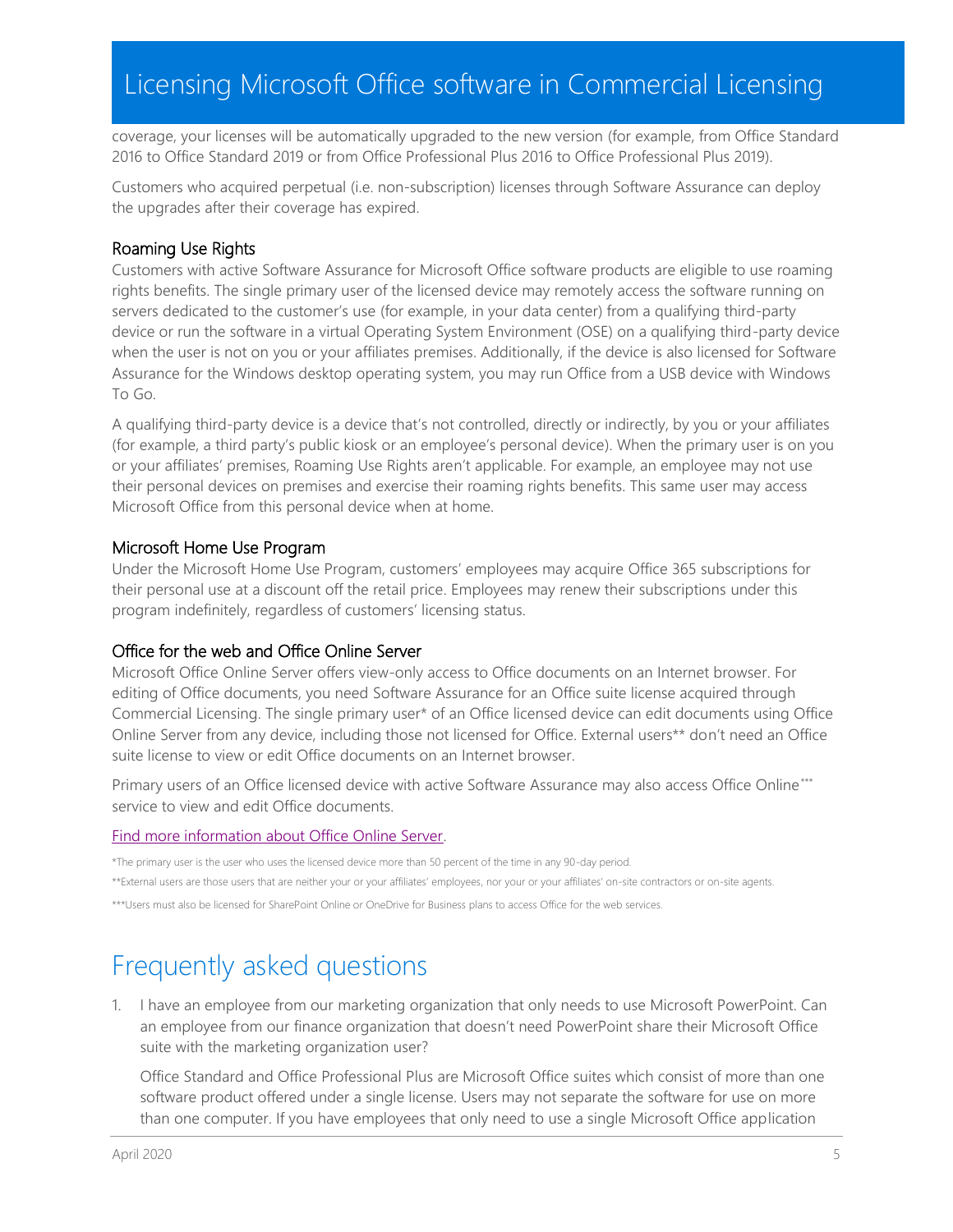coverage, your licenses will be automatically upgraded to the new version (for example, from Office Standard 2016 to Office Standard 2019 or from Office Professional Plus 2016 to Office Professional Plus 2019).

Customers who acquired perpetual (i.e. non-subscription) licenses through Software Assurance can deploy the upgrades after their coverage has expired.

### Roaming Use Rights

Customers with active Software Assurance for Microsoft Office software products are eligible to use roaming rights benefits. The single primary user of the licensed device may remotely access the software running on servers dedicated to the customer's use (for example, in your data center) from a qualifying third-party device or run the software in a virtual Operating System Environment (OSE) on a qualifying third-party device when the user is not on you or your affiliates premises. Additionally, if the device is also licensed for Software Assurance for the Windows desktop operating system, you may run Office from a USB device with Windows To Go.

A qualifying third-party device is a device that's not controlled, directly or indirectly, by you or your affiliates (for example, a third party's public kiosk or an employee's personal device). When the primary user is on you or your affiliates' premises, Roaming Use Rights aren't applicable. For example, an employee may not use their personal devices on premises and exercise their roaming rights benefits. This same user may access Microsoft Office from this personal device when at home.

### Microsoft Home Use Program

Under the Microsoft Home Use Program, customers' employees may acquire Office 365 subscriptions for their personal use at a discount off the retail price. Employees may renew their subscriptions under this program indefinitely, regardless of customers' licensing status.

### Office for the web and Office Online Server

Microsoft Office Online Server offers view-only access to Office documents on an Internet browser. For editing of Office documents, you need Software Assurance for an Office suite license acquired through Commercial Licensing. The single primary user* of an Office licensed device can edit documents using Office Online Server from any device, including those not licensed for Office. External users** don't need an Office suite license to view or edit Office documents on an Internet browser.

Primary users of an Office licensed device with active Software Assurance may also access Office Online*** service to view and edit Office documents.

[Find more information about Office Online Server](#).

*The primary user is the user who uses the licensed device more than 50 percent of the time in any 90-day period.

**External users are those users that are neither your or your affiliates' employees, nor your or your affiliates' on-site contractors or on-site agents.

***Users must also be licensed for SharePoint Online or OneDrive for Business plans to access Office for the web services.

## Frequently asked questions

1. I have an employee from our marketing organization that only needs to use Microsoft PowerPoint. Can an employee from our finance organization that doesn't need PowerPoint share their Microsoft Office suite with the marketing organization user?

   Office Standard and Office Professional Plus are Microsoft Office suites which consist of more than one software product offered under a single license. Users may not separate the software for use on more than one computer. If you have employees that only need to use a single Microsoft Office application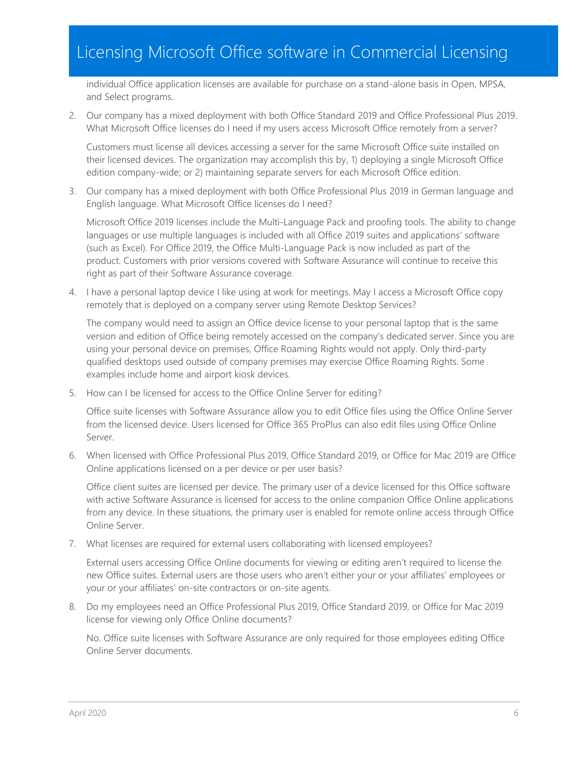individual Office application licenses are available for purchase on a stand-alone basis in Open, MPSA, and Select programs.

2. Our company has a mixed deployment with both Office Standard 2019 and Office Professional Plus 2019. What Microsoft Office licenses do I need if my users access Microsoft Office remotely from a server?

   Customers must license all devices accessing a server for the same Microsoft Office suite installed on their licensed devices. The organization may accomplish this by, 1) deploying a single Microsoft Office edition company-wide; or 2) maintaining separate servers for each Microsoft Office edition.

3. Our company has a mixed deployment with both Office Professional Plus 2019 in German language and English language. What Microsoft Office licenses do I need?

   Microsoft Office 2019 licenses include the Multi-Language Pack and proofing tools. The ability to change languages or use multiple languages is included with all Office 2019 suites and applications' software (such as Excel). For Office 2019, the Office Multi-Language Pack is now included as part of the product. Customers with prior versions covered with Software Assurance will continue to receive this right as part of their Software Assurance coverage.

4. I have a personal laptop device I like using at work for meetings. May I access a Microsoft Office copy remotely that is deployed on a company server using Remote Desktop Services?

   The company would need to assign an Office device license to your personal laptop that is the same version and edition of Office being remotely accessed on the company's dedicated server. Since you are using your personal device on premises, Office Roaming Rights would not apply. Only third-party qualified desktops used outside of company premises may exercise Office Roaming Rights. Some examples include home and airport kiosk devices.

5. How can I be licensed for access to the Office Online Server for editing?

   Office suite licenses with Software Assurance allow you to edit Office files using the Office Online Server from the licensed device. Users licensed for Office 365 ProPlus can also edit files using Office Online Server.

6. When licensed with Office Professional Plus 2019, Office Standard 2019, or Office for Mac 2019 are Office Online applications licensed on a per device or per user basis?

   Office client suites are licensed per device. The primary user of a device licensed for this Office software with active Software Assurance is licensed for access to the online companion Office Online applications from any device. In these situations, the primary user is enabled for remote online access through Office Online Server.

7. What licenses are required for external users collaborating with licensed employees?

   External users accessing Office Online documents for viewing or editing aren't required to license the new Office suites. External users are those users who aren't either your or your affiliates' employees or your or your affiliates' on-site contractors or on-site agents.

8. Do my employees need an Office Professional Plus 2019, Office Standard 2019, or Office for Mac 2019 license for viewing only Office Online documents?

   No. Office suite licenses with Software Assurance are only required for those employees editing Office Online Server documents.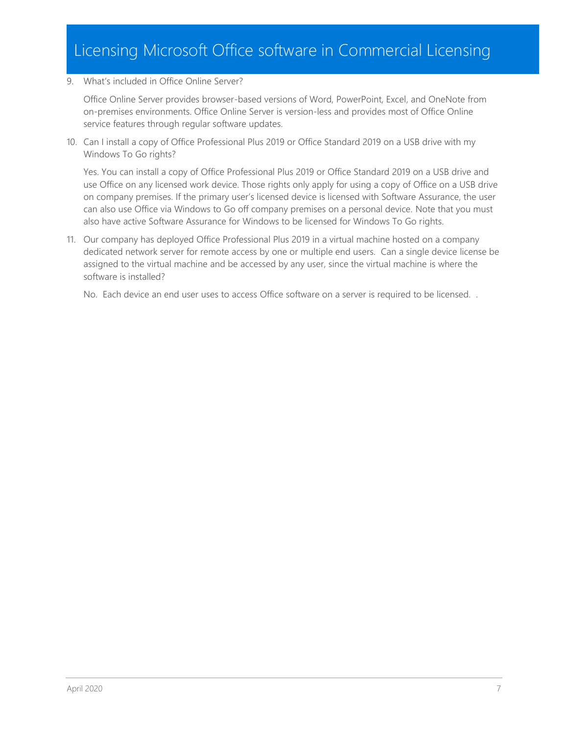9. What's included in Office Online Server?

   Office Online Server provides browser-based versions of Word, PowerPoint, Excel, and OneNote from on-premises environments. Office Online Server is version-less and provides most of Office Online service features through regular software updates.

10. Can I install a copy of Office Professional Plus 2019 or Office Standard 2019 on a USB drive with my Windows To Go rights?

    Yes. You can install a copy of Office Professional Plus 2019 or Office Standard 2019 on a USB drive and use Office on any licensed work device. Those rights only apply for using a copy of Office on a USB drive on company premises. If the primary user's licensed device is licensed with Software Assurance, the user can also use Office via Windows to Go off company premises on a personal device. Note that you must also have active Software Assurance for Windows to be licensed for Windows To Go rights.

11. Our company has deployed Office Professional Plus 2019 in a virtual machine hosted on a company dedicated network server for remote access by one or multiple end users. Can a single device license be assigned to the virtual machine and be accessed by any user, since the virtual machine is where the software is installed?

    No. Each device an end user uses to access Office software on a server is required to be licensed. .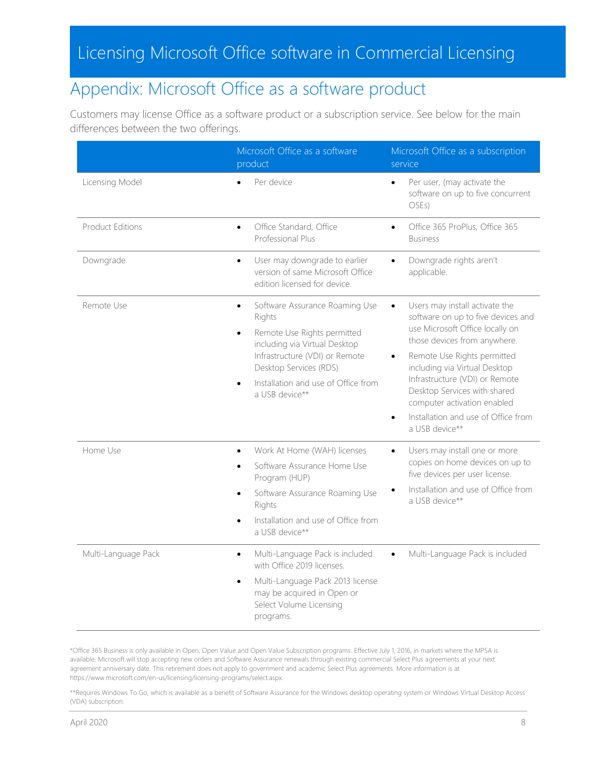# Licensing Microsoft Office software in Commercial Licensing

## Appendix: Microsoft Office as a software product

Customers may license Office as a software product or a subscription service. See below for the main differences between the two offerings.

| | Microsoft Office as a software product | Microsoft Office as a subscription service |
|---|---|---|
| Licensing Model | • Per device | • Per user, (may activate the software on up to five concurrent OSEs) |
| Product Editions | • Office Standard, Office Professional Plus | • Office 365 ProPlus, Office 365 Business |
| Downgrade | • User may downgrade to earlier version of same Microsoft Office edition licensed for device. | • Downgrade rights aren't applicable. |
| Remote Use | • Software Assurance Roaming Use Rights<br>• Remote Use Rights permitted including via Virtual Desktop Infrastructure (VDI) or Remote Desktop Services (RDS)<br>• Installation and use of Office from a USB device** | • Users may install activate the software on up to five devices and use Microsoft Office locally on those devices from anywhere.<br>• Remote Use Rights permitted including via Virtual Desktop Infrastructure (VDI) or Remote Desktop Services with shared computer activation enabled<br>• Installation and use of Office from a USB device** |
| Home Use | • Work At Home (WAH) licenses<br>• Software Assurance Home Use Program (HUP)<br>• Software Assurance Roaming Use Rights<br>• Installation and use of Office from a USB device** | • Users may install one or more copies on home devices on up to five devices per user license.<br>• Installation and use of Office from a USB device** |
| Multi-Language Pack | • Multi-Language Pack is included with Office 2019 licenses.<br>• Multi-Language Pack 2013 license may be acquired in Open or Select Volume Licensing programs. | • Multi-Language Pack is included |

*Office 365 Business is only available in Open, Open Value and Open Value Subscription programs. Effective July 1, 2016, in markets where the MPSA is available, Microsoft will stop accepting new orders and Software Assurance renewals through existing commercial Select Plus agreements at your next agreement anniversary date. This retirement does not apply to government and academic Select Plus agreements. More information is at https://www.microsoft.com/en-us/licensing/licensing-programs/select.aspx.

**Requires Windows To Go, which is available as a benefit of Software Assurance for the Windows desktop operating system or Windows Virtual Desktop Access (VDA) subscription.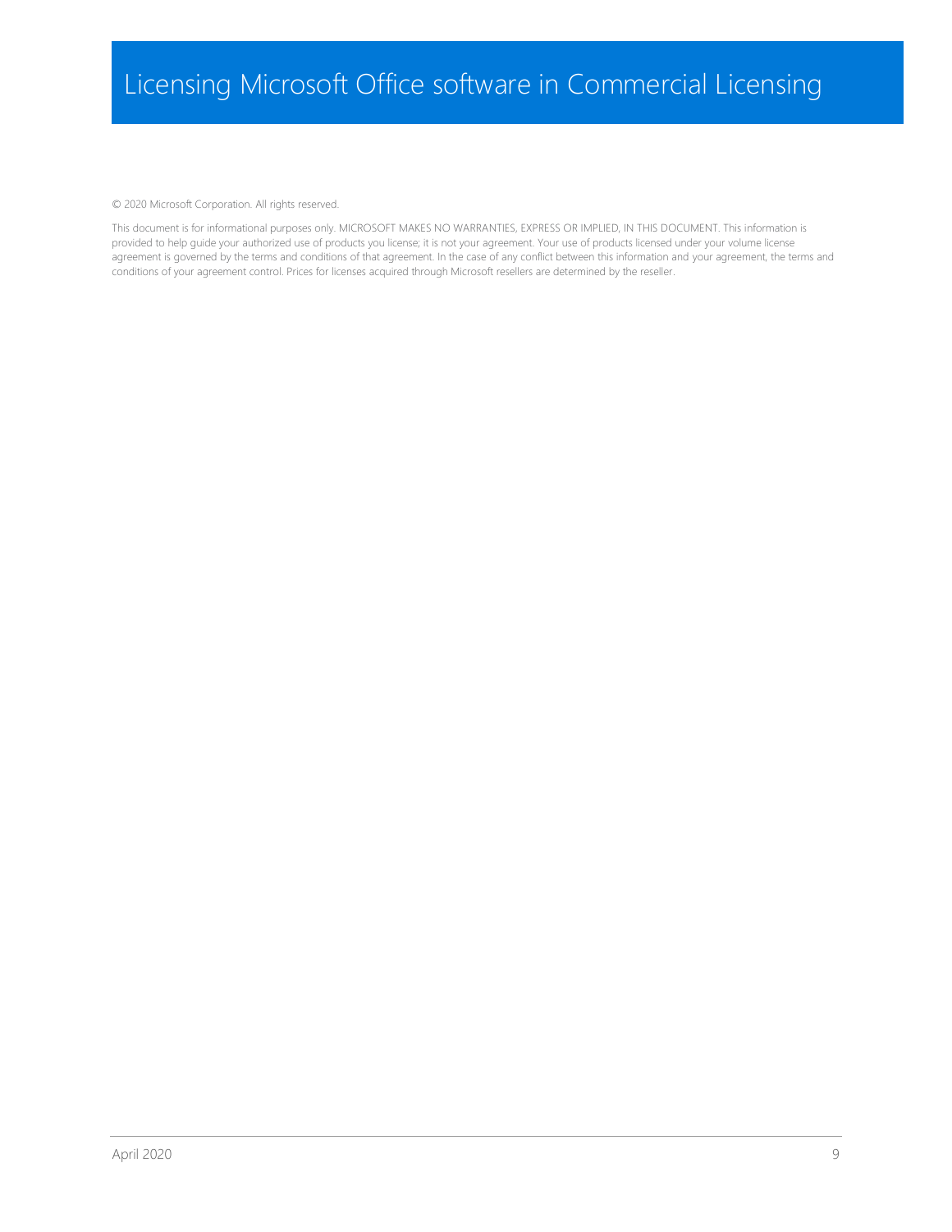# Licensing Microsoft Office software in Commercial Licensing

© 2020 Microsoft Corporation. All rights reserved.

This document is for informational purposes only. MICROSOFT MAKES NO WARRANTIES, EXPRESS OR IMPLIED, IN THIS DOCUMENT. This information is provided to help guide your authorized use of products you license; it is not your agreement. Your use of products licensed under your volume license agreement is governed by the terms and conditions of that agreement. In the case of any conflict between this information and your agreement, the terms and conditions of your agreement control. Prices for licenses acquired through Microsoft resellers are determined by the reseller.